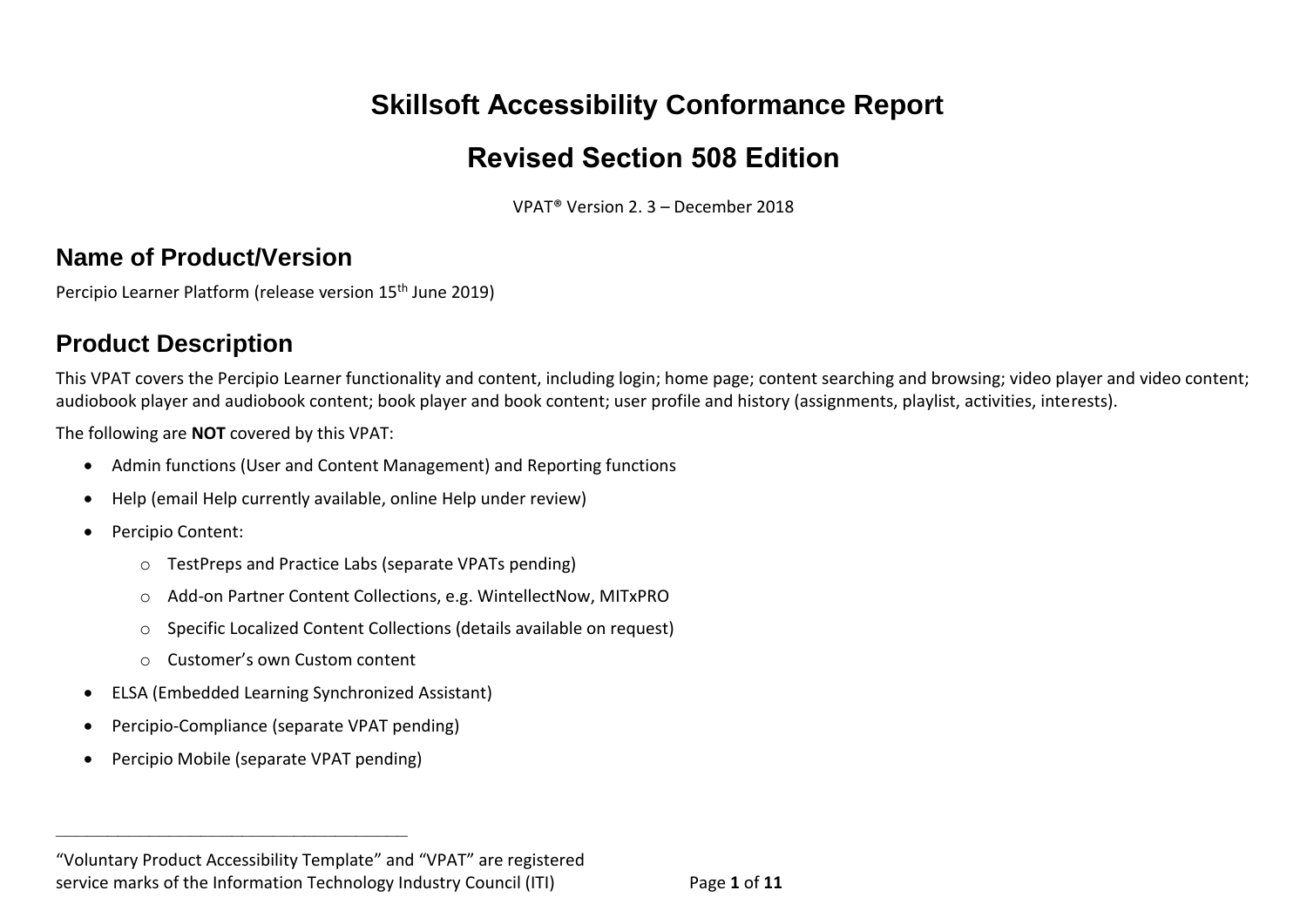# Skillsoft Accessibility Conformance Report

# Revised Section 508 Edition

VPAT® Version 2. 3 – December 2018

## Name of Product/Version

Percipio Learner Platform (release version 15th June 2019)

## Product Description

This VPAT covers the Percipio Learner functionality and content, including login; home page; content searching and browsing; video player and video content; audiobook player and audiobook content; book player and book content; user profile and history (assignments, playlist, activities, interests).

The following are **NOT** covered by this VPAT:

- Admin functions (User and Content Management) and Reporting functions
- Help (email Help currently available, online Help under review)
- Percipio Content:
  - TestPreps and Practice Labs (separate VPATs pending)
  - Add-on Partner Content Collections, e.g. WintellectNow, MITxPRO
  - Specific Localized Content Collections (details available on request)
  - Customer's own Custom content
- ELSA (Embedded Learning Synchronized Assistant)
- Percipio-Compliance (separate VPAT pending)
- Percipio Mobile (separate VPAT pending)

"Voluntary Product Accessibility Template" and "VPAT" are registered service marks of the Information Technology Industry Council (ITI)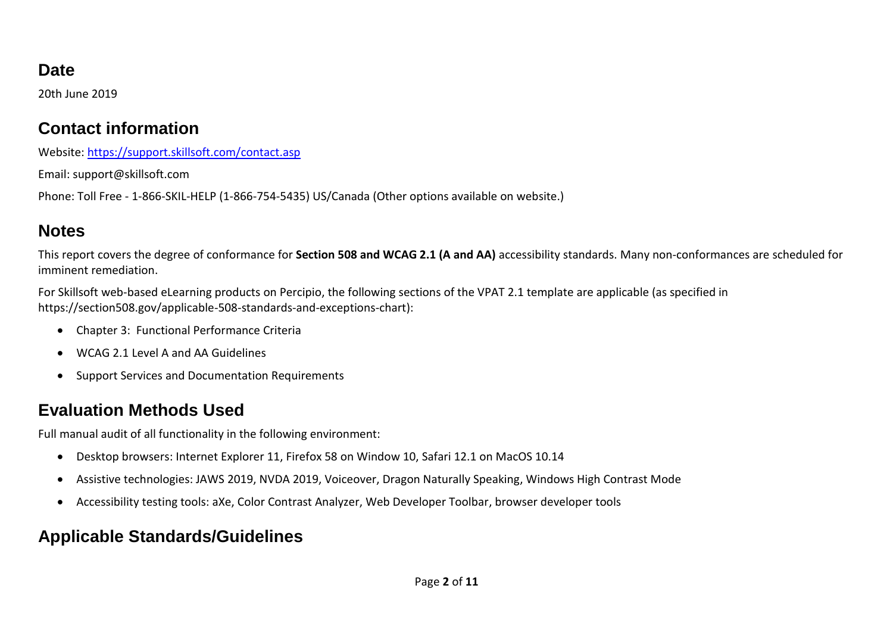## Date

20th June 2019

## Contact information

Website: [https://support.skillsoft.com/contact.asp](https://support.skillsoft.com/contact.asp)

Email: support@skillsoft.com

Phone: Toll Free - 1-866-SKIL-HELP (1-866-754-5435) US/Canada (Other options available on website.)

## Notes

This report covers the degree of conformance for **Section 508 and WCAG 2.1 (A and AA)** accessibility standards. Many non-conformances are scheduled for imminent remediation.

For Skillsoft web-based eLearning products on Percipio, the following sections of the VPAT 2.1 template are applicable (as specified in https://section508.gov/applicable-508-standards-and-exceptions-chart):

- Chapter 3: Functional Performance Criteria
- WCAG 2.1 Level A and AA Guidelines
- Support Services and Documentation Requirements

## Evaluation Methods Used

Full manual audit of all functionality in the following environment:

- Desktop browsers: Internet Explorer 11, Firefox 58 on Window 10, Safari 12.1 on MacOS 10.14
- Assistive technologies: JAWS 2019, NVDA 2019, Voiceover, Dragon Naturally Speaking, Windows High Contrast Mode
- Accessibility testing tools: aXe, Color Contrast Analyzer, Web Developer Toolbar, browser developer tools

## Applicable Standards/Guidelines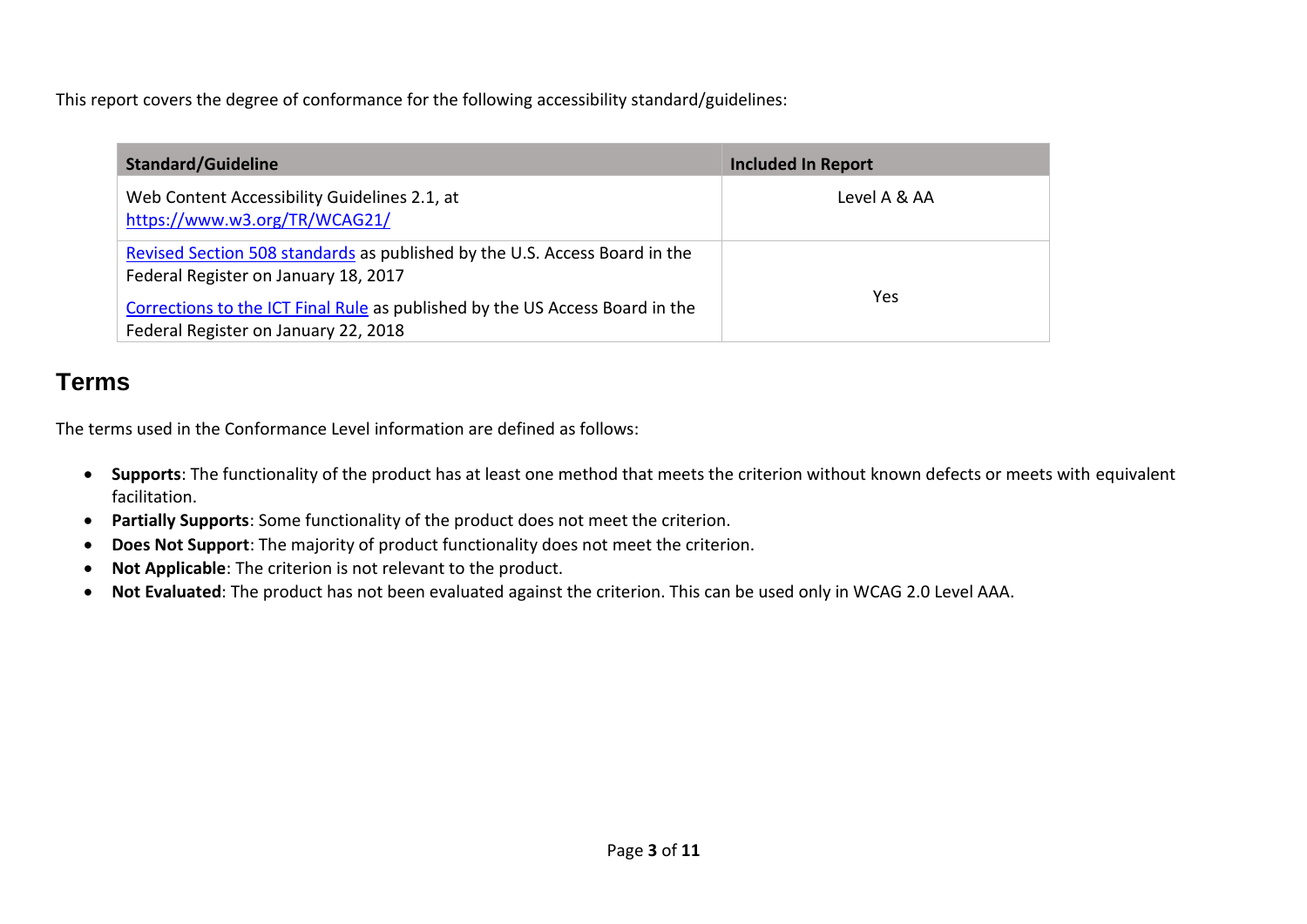This report covers the degree of conformance for the following accessibility standard/guidelines:

| Standard/Guideline | Included In Report |
|---|---|
| Web Content Accessibility Guidelines 2.1, at [https://www.w3.org/TR/WCAG21/](https://www.w3.org/TR/WCAG21/) | Level A & AA |
| Revised Section 508 standards as published by the U.S. Access Board in the Federal Register on January 18, 2017<br><br>Corrections to the ICT Final Rule as published by the US Access Board in the Federal Register on January 22, 2018 | Yes |

## Terms

The terms used in the Conformance Level information are defined as follows:

- **Supports**: The functionality of the product has at least one method that meets the criterion without known defects or meets with equivalent facilitation.
- **Partially Supports**: Some functionality of the product does not meet the criterion.
- **Does Not Support**: The majority of product functionality does not meet the criterion.
- **Not Applicable**: The criterion is not relevant to the product.
- **Not Evaluated**: The product has not been evaluated against the criterion. This can be used only in WCAG 2.0 Level AAA.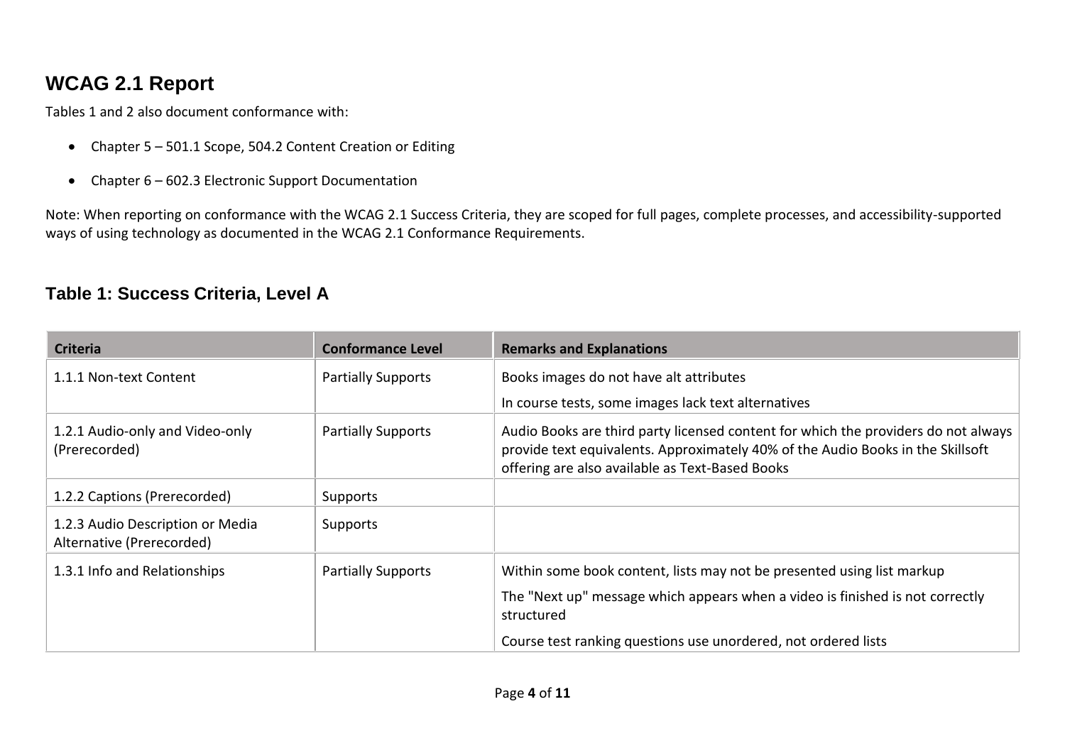## WCAG 2.1 Report

Tables 1 and 2 also document conformance with:

- Chapter 5 – 501.1 Scope, 504.2 Content Creation or Editing
- Chapter 6 – 602.3 Electronic Support Documentation

Note: When reporting on conformance with the WCAG 2.1 Success Criteria, they are scoped for full pages, complete processes, and accessibility-supported ways of using technology as documented in the WCAG 2.1 Conformance Requirements.

### Table 1: Success Criteria, Level A

| Criteria | Conformance Level | Remarks and Explanations |
| --- | --- | --- |
| 1.1.1 Non-text Content | Partially Supports | Books images do not have alt attributes<br>In course tests, some images lack text alternatives |
| 1.2.1 Audio-only and Video-only (Prerecorded) | Partially Supports | Audio Books are third party licensed content for which the providers do not always provide text equivalents. Approximately 40% of the Audio Books in the Skillsoft offering are also available as Text-Based Books |
| 1.2.2 Captions (Prerecorded) | Supports | |
| 1.2.3 Audio Description or Media Alternative (Prerecorded) | Supports | |
| 1.3.1 Info and Relationships | Partially Supports | Within some book content, lists may not be presented using list markup<br>The "Next up" message which appears when a video is finished is not correctly structured<br>Course test ranking questions use unordered, not ordered lists |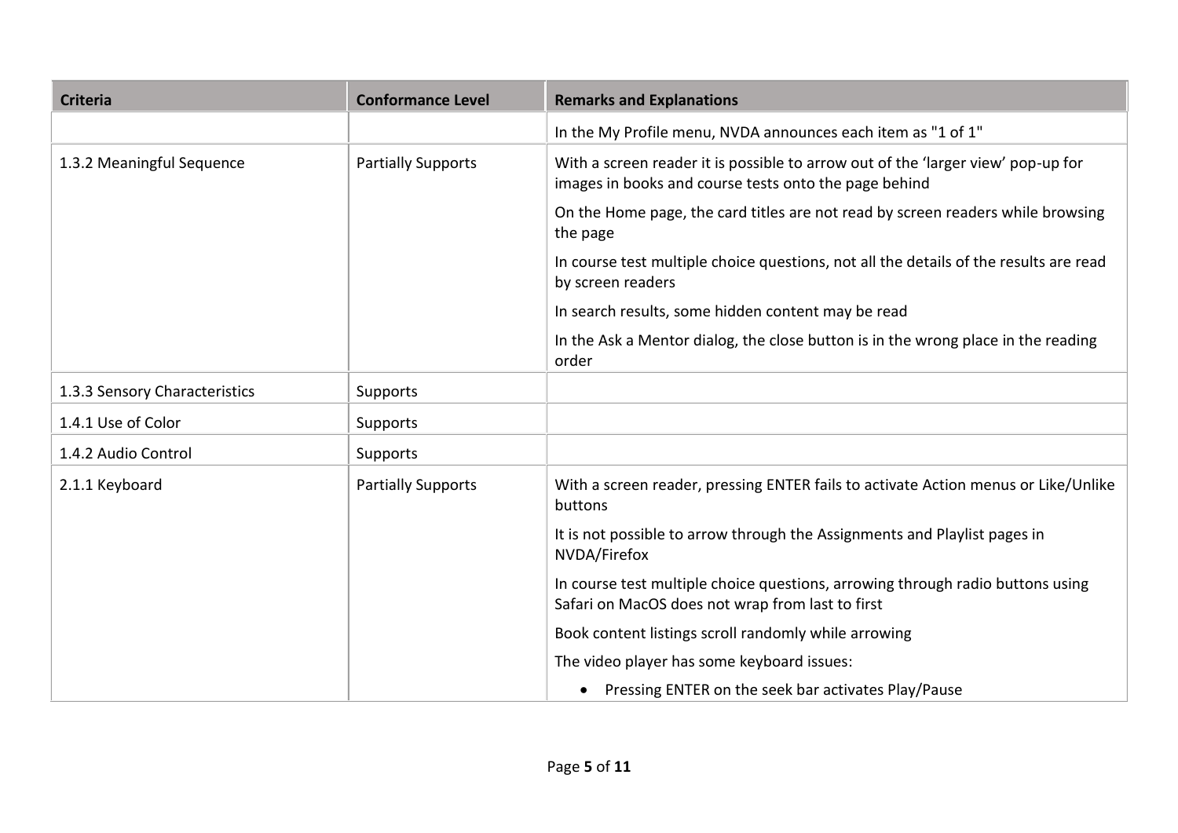| Criteria | Conformance Level | Remarks and Explanations |
| --- | --- | --- |
| | | In the My Profile menu, NVDA announces each item as "1 of 1" |
| 1.3.2 Meaningful Sequence | Partially Supports | With a screen reader it is possible to arrow out of the 'larger view' pop-up for images in books and course tests onto the page behind<br><br>On the Home page, the card titles are not read by screen readers while browsing the page<br><br>In course test multiple choice questions, not all the details of the results are read by screen readers<br><br>In search results, some hidden content may be read<br><br>In the Ask a Mentor dialog, the close button is in the wrong place in the reading order |
| 1.3.3 Sensory Characteristics | Supports | |
| 1.4.1 Use of Color | Supports | |
| 1.4.2 Audio Control | Supports | |
| 2.1.1 Keyboard | Partially Supports | With a screen reader, pressing ENTER fails to activate Action menus or Like/Unlike buttons<br><br>It is not possible to arrow through the Assignments and Playlist pages in NVDA/Firefox<br><br>In course test multiple choice questions, arrowing through radio buttons using Safari on MacOS does not wrap from last to first<br><br>Book content listings scroll randomly while arrowing<br><br>The video player has some keyboard issues:<br><br>• Pressing ENTER on the seek bar activates Play/Pause |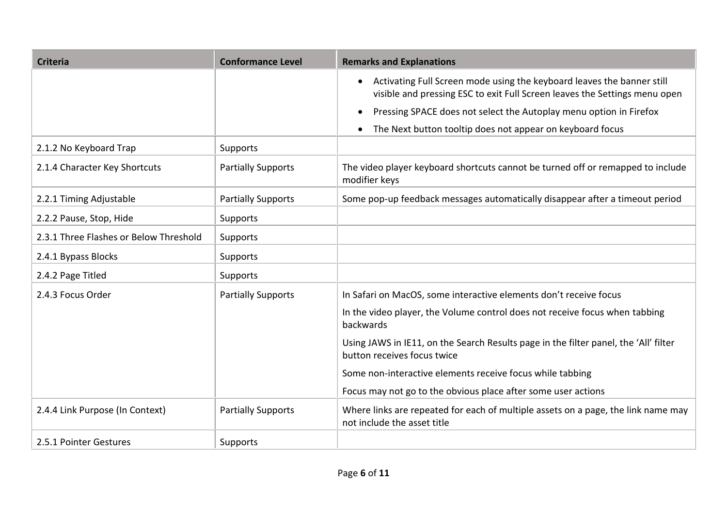| Criteria | Conformance Level | Remarks and Explanations |
| --- | --- | --- |
| | | • Activating Full Screen mode using the keyboard leaves the banner still visible and pressing ESC to exit Full Screen leaves the Settings menu open<br>• Pressing SPACE does not select the Autoplay menu option in Firefox<br>• The Next button tooltip does not appear on keyboard focus |
| 2.1.2 No Keyboard Trap | Supports | |
| 2.1.4 Character Key Shortcuts | Partially Supports | The video player keyboard shortcuts cannot be turned off or remapped to include modifier keys |
| 2.2.1 Timing Adjustable | Partially Supports | Some pop-up feedback messages automatically disappear after a timeout period |
| 2.2.2 Pause, Stop, Hide | Supports | |
| 2.3.1 Three Flashes or Below Threshold | Supports | |
| 2.4.1 Bypass Blocks | Supports | |
| 2.4.2 Page Titled | Supports | |
| 2.4.3 Focus Order | Partially Supports | In Safari on MacOS, some interactive elements don’t receive focus<br>In the video player, the Volume control does not receive focus when tabbing backwards<br>Using JAWS in IE11, on the Search Results page in the filter panel, the ‘All’ filter button receives focus twice<br>Some non-interactive elements receive focus while tabbing<br>Focus may not go to the obvious place after some user actions |
| 2.4.4 Link Purpose (In Context) | Partially Supports | Where links are repeated for each of multiple assets on a page, the link name may not include the asset title |
| 2.5.1 Pointer Gestures | Supports | |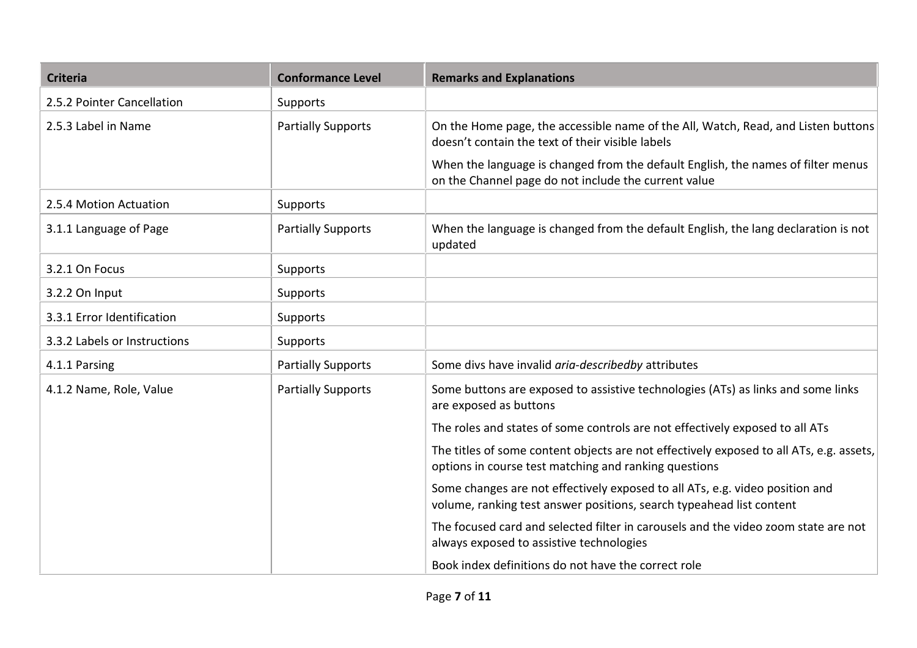| Criteria | Conformance Level | Remarks and Explanations |
| --- | --- | --- |
| 2.5.2 Pointer Cancellation | Supports | |
| 2.5.3 Label in Name | Partially Supports | On the Home page, the accessible name of the All, Watch, Read, and Listen buttons doesn't contain the text of their visible labels<br><br>When the language is changed from the default English, the names of filter menus on the Channel page do not include the current value |
| 2.5.4 Motion Actuation | Supports | |
| 3.1.1 Language of Page | Partially Supports | When the language is changed from the default English, the lang declaration is not updated |
| 3.2.1 On Focus | Supports | |
| 3.2.2 On Input | Supports | |
| 3.3.1 Error Identification | Supports | |
| 3.3.2 Labels or Instructions | Supports | |
| 4.1.1 Parsing | Partially Supports | Some divs have invalid *aria-describedby* attributes |
| 4.1.2 Name, Role, Value | Partially Supports | Some buttons are exposed to assistive technologies (ATs) as links and some links are exposed as buttons<br><br>The roles and states of some controls are not effectively exposed to all ATs<br><br>The titles of some content objects are not effectively exposed to all ATs, e.g. assets, options in course test matching and ranking questions<br><br>Some changes are not effectively exposed to all ATs, e.g. video position and volume, ranking test answer positions, search typeahead list content<br><br>The focused card and selected filter in carousels and the video zoom state are not always exposed to assistive technologies<br><br>Book index definitions do not have the correct role |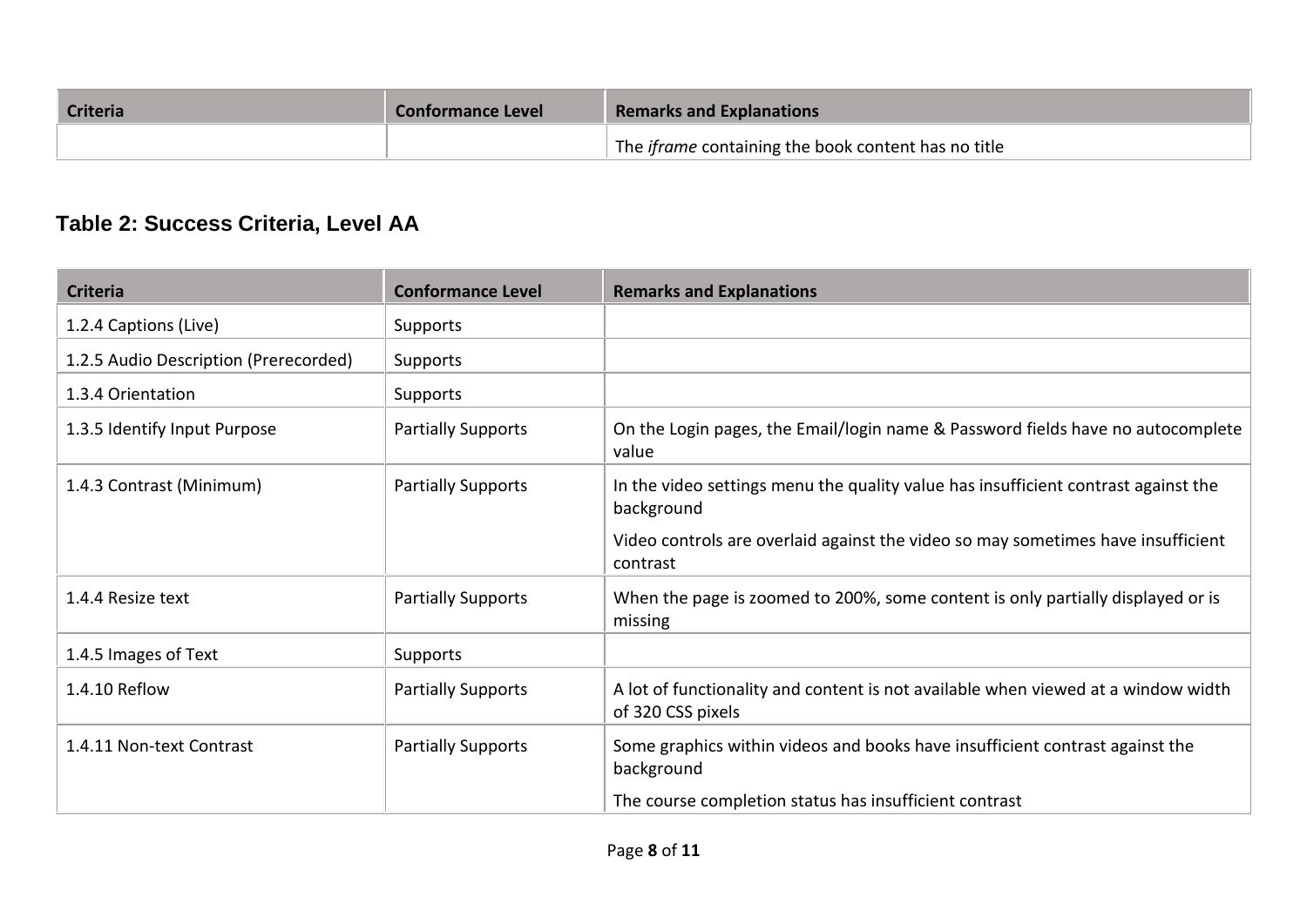| Criteria | Conformance Level | Remarks and Explanations |
| --- | --- | --- |
| | | The *iframe* containing the book content has no title |

## Table 2: Success Criteria, Level AA

| Criteria | Conformance Level | Remarks and Explanations |
| --- | --- | --- |
| 1.2.4 Captions (Live) | Supports | |
| 1.2.5 Audio Description (Prerecorded) | Supports | |
| 1.3.4 Orientation | Supports | |
| 1.3.5 Identify Input Purpose | Partially Supports | On the Login pages, the Email/login name & Password fields have no autocomplete value |
| 1.4.3 Contrast (Minimum) | Partially Supports | In the video settings menu the quality value has insufficient contrast against the background<br><br>Video controls are overlaid against the video so may sometimes have insufficient contrast |
| 1.4.4 Resize text | Partially Supports | When the page is zoomed to 200%, some content is only partially displayed or is missing |
| 1.4.5 Images of Text | Supports | |
| 1.4.10 Reflow | Partially Supports | A lot of functionality and content is not available when viewed at a window width of 320 CSS pixels |
| 1.4.11 Non-text Contrast | Partially Supports | Some graphics within videos and books have insufficient contrast against the background<br><br>The course completion status has insufficient contrast |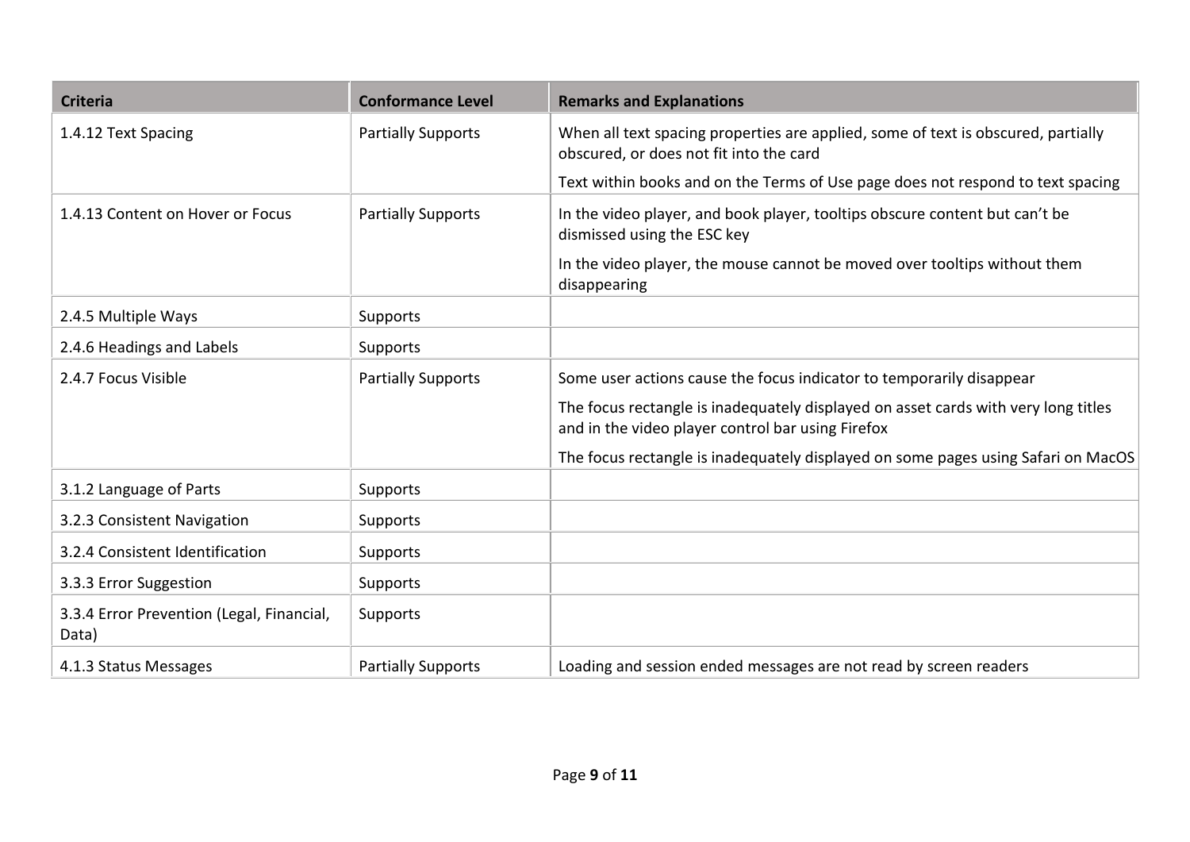| Criteria | Conformance Level | Remarks and Explanations |
| --- | --- | --- |
| 1.4.12 Text Spacing | Partially Supports | When all text spacing properties are applied, some of text is obscured, partially obscured, or does not fit into the card<br><br>Text within books and on the Terms of Use page does not respond to text spacing |
| 1.4.13 Content on Hover or Focus | Partially Supports | In the video player, and book player, tooltips obscure content but can't be dismissed using the ESC key<br><br>In the video player, the mouse cannot be moved over tooltips without them disappearing |
| 2.4.5 Multiple Ways | Supports | |
| 2.4.6 Headings and Labels | Supports | |
| 2.4.7 Focus Visible | Partially Supports | Some user actions cause the focus indicator to temporarily disappear<br><br>The focus rectangle is inadequately displayed on asset cards with very long titles and in the video player control bar using Firefox<br><br>The focus rectangle is inadequately displayed on some pages using Safari on MacOS |
| 3.1.2 Language of Parts | Supports | |
| 3.2.3 Consistent Navigation | Supports | |
| 3.2.4 Consistent Identification | Supports | |
| 3.3.3 Error Suggestion | Supports | |
| 3.3.4 Error Prevention (Legal, Financial, Data) | Supports | |
| 4.1.3 Status Messages | Partially Supports | Loading and session ended messages are not read by screen readers |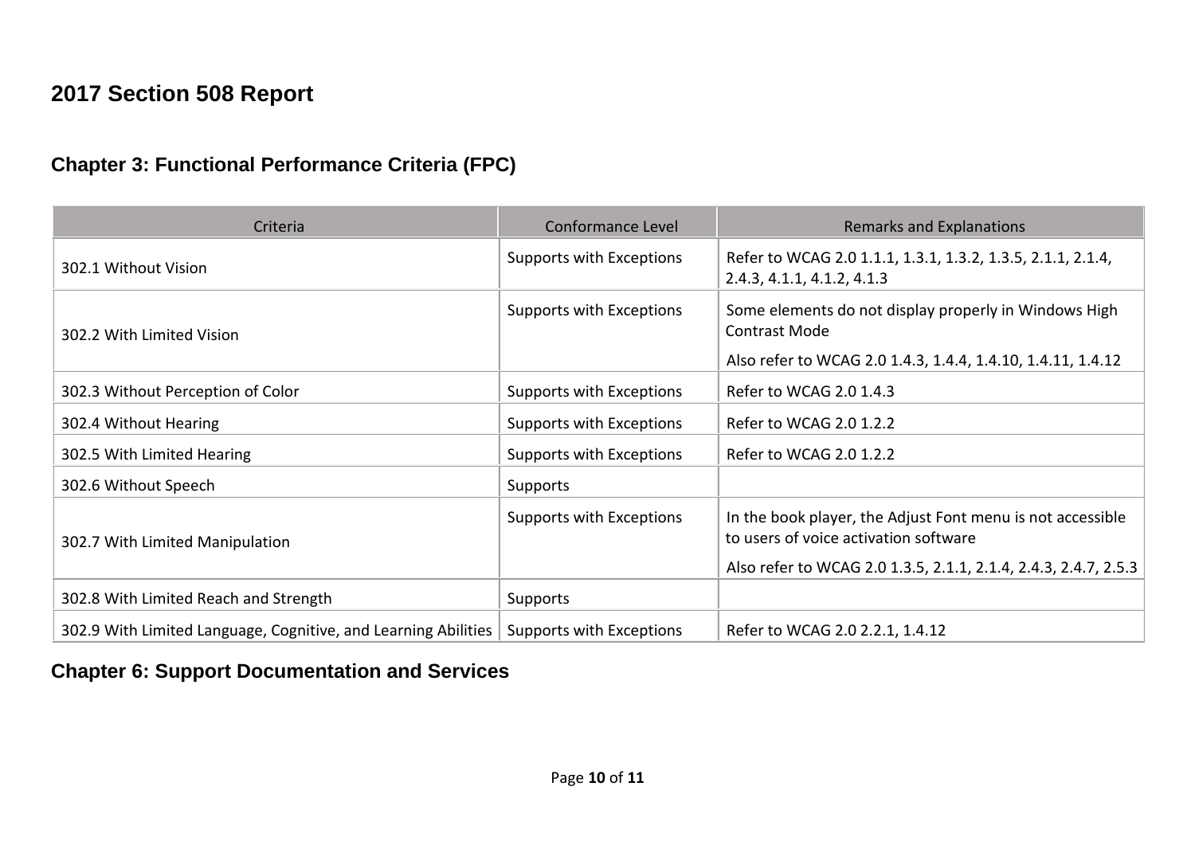# 2017 Section 508 Report

## Chapter 3: Functional Performance Criteria (FPC)

| Criteria | Conformance Level | Remarks and Explanations |
| --- | --- | --- |
| 302.1 Without Vision | Supports with Exceptions | Refer to WCAG 2.0 1.1.1, 1.3.1, 1.3.2, 1.3.5, 2.1.1, 2.1.4, 2.4.3, 4.1.1, 4.1.2, 4.1.3 |
| 302.2 With Limited Vision | Supports with Exceptions | Some elements do not display properly in Windows High Contrast Mode<br><br>Also refer to WCAG 2.0 1.4.3, 1.4.4, 1.4.10, 1.4.11, 1.4.12 |
| 302.3 Without Perception of Color | Supports with Exceptions | Refer to WCAG 2.0 1.4.3 |
| 302.4 Without Hearing | Supports with Exceptions | Refer to WCAG 2.0 1.2.2 |
| 302.5 With Limited Hearing | Supports with Exceptions | Refer to WCAG 2.0 1.2.2 |
| 302.6 Without Speech | Supports | |
| 302.7 With Limited Manipulation | Supports with Exceptions | In the book player, the Adjust Font menu is not accessible to users of voice activation software<br><br>Also refer to WCAG 2.0 1.3.5, 2.1.1, 2.1.4, 2.4.3, 2.4.7, 2.5.3 |
| 302.8 With Limited Reach and Strength | Supports | |
| 302.9 With Limited Language, Cognitive, and Learning Abilities | Supports with Exceptions | Refer to WCAG 2.0 2.2.1, 1.4.12 |

## Chapter 6: Support Documentation and Services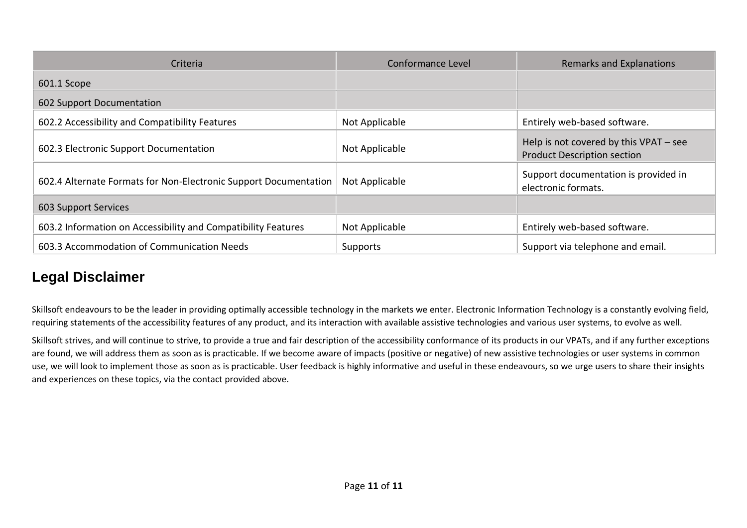| Criteria | Conformance Level | Remarks and Explanations |
|---|---|---|
| 601.1 Scope | | |
| 602 Support Documentation | | |
| 602.2 Accessibility and Compatibility Features | Not Applicable | Entirely web-based software. |
| 602.3 Electronic Support Documentation | Not Applicable | Help is not covered by this VPAT – see Product Description section |
| 602.4 Alternate Formats for Non-Electronic Support Documentation | Not Applicable | Support documentation is provided in electronic formats. |
| 603 Support Services | | |
| 603.2 Information on Accessibility and Compatibility Features | Not Applicable | Entirely web-based software. |
| 603.3 Accommodation of Communication Needs | Supports | Support via telephone and email. |

## Legal Disclaimer

Skillsoft endeavours to be the leader in providing optimally accessible technology in the markets we enter. Electronic Information Technology is a constantly evolving field, requiring statements of the accessibility features of any product, and its interaction with available assistive technologies and various user systems, to evolve as well.

Skillsoft strives, and will continue to strive, to provide a true and fair description of the accessibility conformance of its products in our VPATs, and if any further exceptions are found, we will address them as soon as is practicable. If we become aware of impacts (positive or negative) of new assistive technologies or user systems in common use, we will look to implement those as soon as is practicable. User feedback is highly informative and useful in these endeavours, so we urge users to share their insights and experiences on these topics, via the contact provided above.